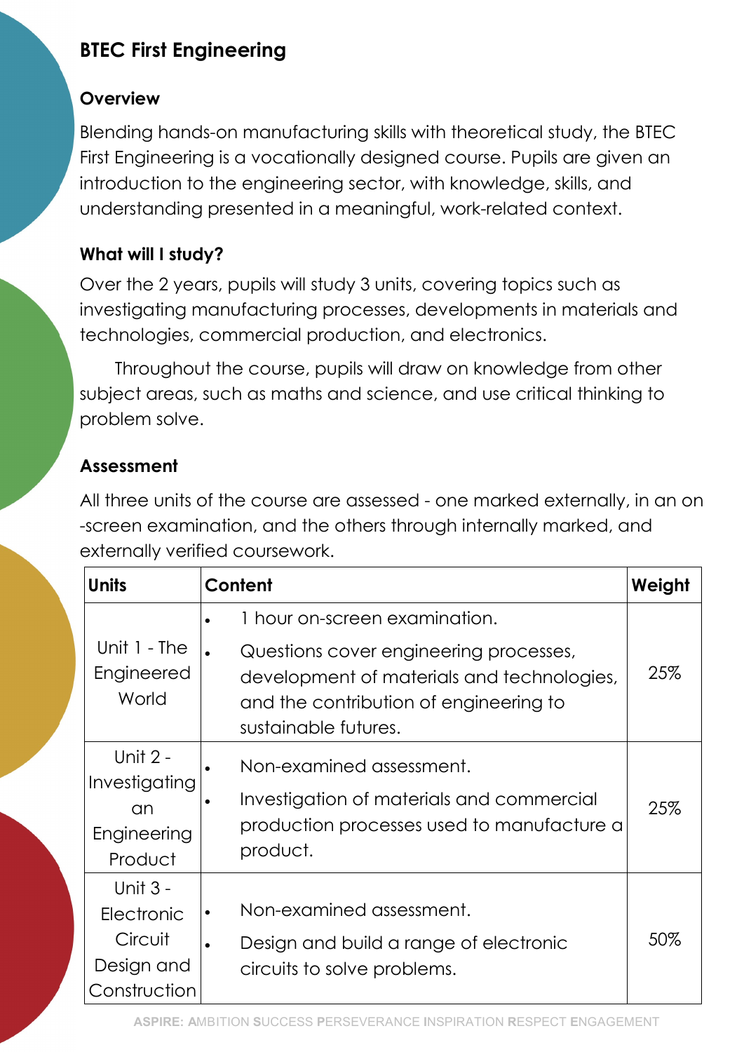# BTEC First Engineering

## Overview

Blending hands-on manufacturing skills with theoretical study, the BTEC First Engineering is a vocationally designed course. Pupils are given an introduction to the engineering sector, with knowledge, skills, and understanding presented in a meaningful, work-related context.

## What will I study?

Over the 2 years, pupils will study 3 units, covering topics such as investigating manufacturing processes, developments in materials and technologies, commercial production, and electronics.

Throughout the course, pupils will draw on knowledge from other subject areas, such as maths and science, and use critical thinking to problem solve.

## Assessment

All three units of the course are assessed - one marked externally, in an on -screen examination, and the others through internally marked, and externally verified coursework.

| Units | Content | Weight |
|---|---|---|
| Unit 1 - The Engineered World | • 1 hour on-screen examination.<br>• Questions cover engineering processes, development of materials and technologies, and the contribution of engineering to sustainable futures. | 25% |
| Unit 2 - Investigating an Engineering Product | • Non-examined assessment.<br>• Investigation of materials and commercial production processes used to manufacture a product. | 25% |
| Unit 3 - Electronic Circuit Design and Construction | • Non-examined assessment.<br>• Design and build a range of electronic circuits to solve problems. | 50% |

ASPIRE: AMBITION SUCCESS PERSEVERANCE INSPIRATION RESPECT ENGAGEMENT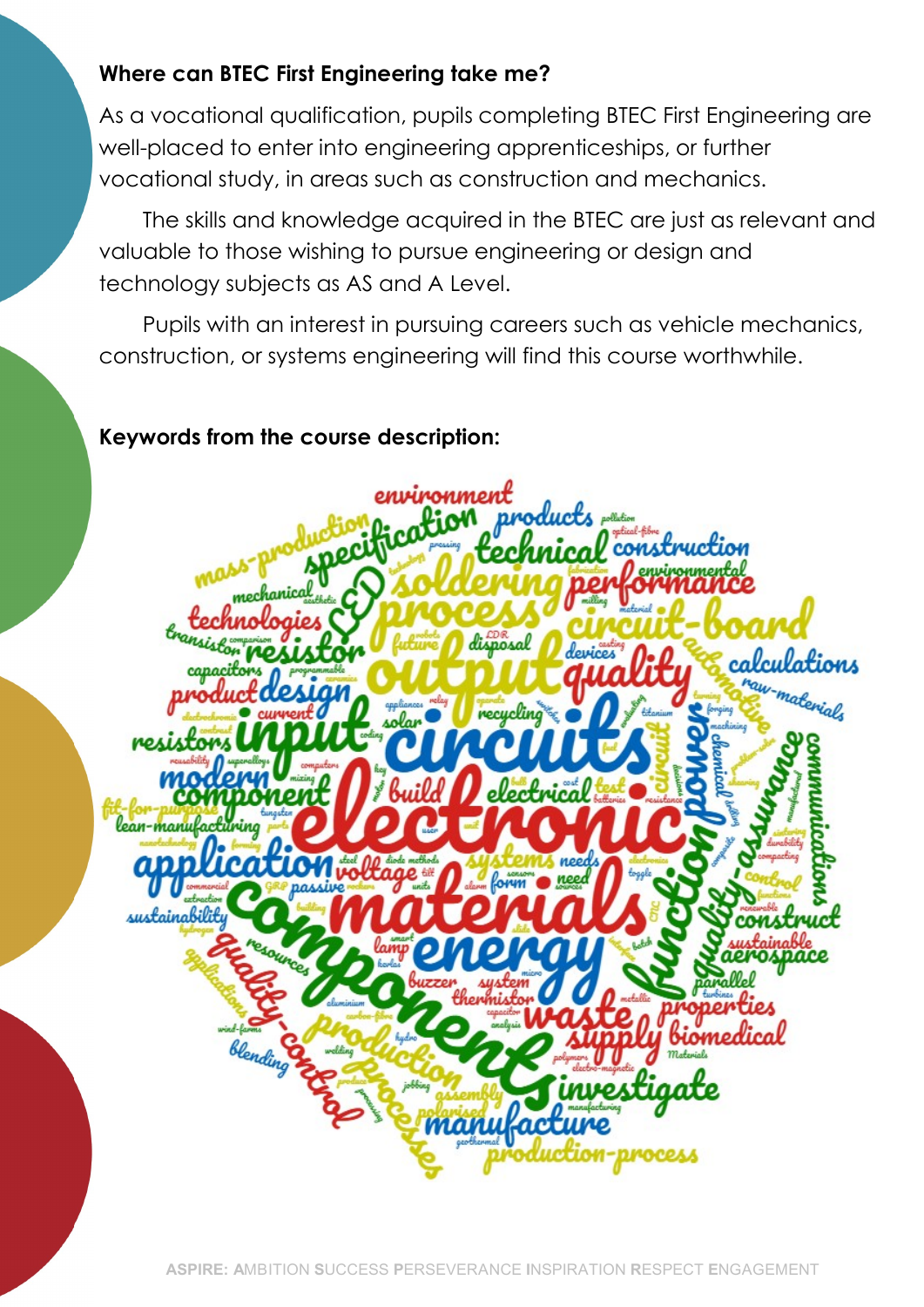**Where can BTEC First Engineering take me?**

As a vocational qualification, pupils completing BTEC First Engineering are well-placed to enter into engineering apprenticeships, or further vocational study, in areas such as construction and mechanics.

The skills and knowledge acquired in the BTEC are just as relevant and valuable to those wishing to pursue engineering or design and technology subjects as AS and A Level.

Pupils with an interest in pursuing careers such as vehicle mechanics, construction, or systems engineering will find this course worthwhile.

**Keywords from the course description:**

ASPIRE: AMBITION SUCCESS PERSEVERANCE INSPIRATION RESPECT ENGAGEMENT